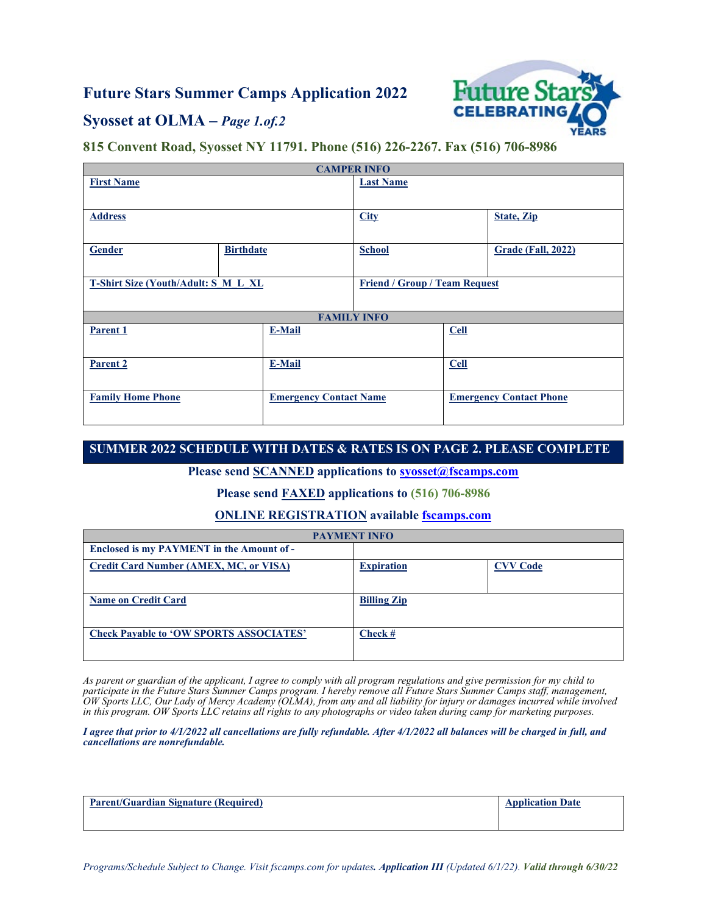# Future Stars Summer Camps Application 2022

## Syosset at OLMA – *Page 1.of.2*

### 815 Convent Road, Syosset NY 11791. Phone (516) 226-2267. Fax (516) 706-8986

| CAMPER INFO | | | |
|---|---|---|---|
| **First Name** | | **Last Name** | |
| **Address** | | **City** | **State, Zip** |
| **Gender** | **Birthdate** | **School** | **Grade (Fall, 2022)** |
| **T-Shirt Size (Youth/Adult: S_M_L_XL** | | **Friend / Group / Team Request** | |

| FAMILY INFO | | |
|---|---|---|
| **Parent 1** | **E-Mail** | **Cell** |
| **Parent 2** | **E-Mail** | **Cell** |
| **Family Home Phone** | **Emergency Contact Name** | **Emergency Contact Phone** |

**SUMMER 2022 SCHEDULE WITH DATES & RATES IS ON PAGE 2. PLEASE COMPLETE**

**Please send SCANNED applications to syosset@fscamps.com**

**Please send FAXED applications to (516) 706-8986**

**ONLINE REGISTRATION available fscamps.com**

| PAYMENT INFO | | |
|---|---|---|
| **Enclosed is my PAYMENT in the Amount of -** | | |
| **Credit Card Number (AMEX, MC, or VISA)** | **Expiration** | **CVV Code** |
| **Name on Credit Card** | **Billing Zip** | |
| **Check Payable to 'OW SPORTS ASSOCIATES'** | **Check #** | |

*As parent or guardian of the applicant, I agree to comply with all program regulations and give permission for my child to participate in the Future Stars Summer Camps program. I hereby remove all Future Stars Summer Camps staff, management, OW Sports LLC, Our Lady of Mercy Academy (OLMA), from any and all liability for injury or damages incurred while involved in this program. OW Sports LLC retains all rights to any photographs or video taken during camp for marketing purposes.*

***I agree that prior to 4/1/2022 all cancellations are fully refundable. After 4/1/2022 all balances will be charged in full, and cancellations are nonrefundable.***

| | |
|---|---|
| **Parent/Guardian Signature (Required)** | **Application Date** |

*Programs/Schedule Subject to Change. Visit fscamps.com for updates. **Application III** (Updated 6/1/22). **Valid through 6/30/22***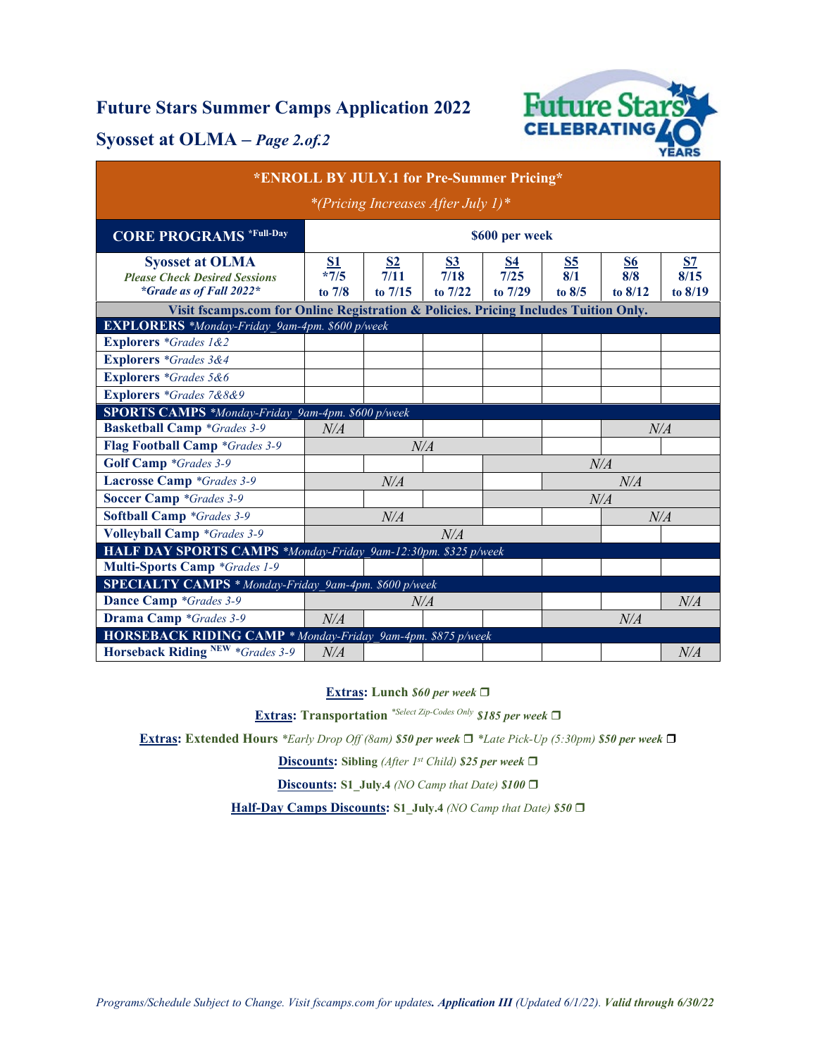# Future Stars Summer Camps Application 2022

## Syosset at OLMA – *Page 2.of.2*

**\*ENROLL BY JULY.1 for Pre-Summer Pricing\***

*\*(Pricing Increases After July 1)\**

| **CORE PROGRAMS** *Full-Day | $600 per week | | | | | | |
|---|---|---|---|---|---|---|---|
| **Syosset at OLMA** *Please Check Desired Sessions* *\*Grade as of Fall 2022\** | **S1** *7/5 to 7/8 | **S2** 7/11 to 7/15 | **S3** 7/18 to 7/22 | **S4** 7/25 to 7/29 | **S5** 8/1 to 8/5 | **S6** 8/8 to 8/12 | **S7** 8/15 to 8/19 |
| **Visit fscamps.com for Online Registration & Policies. Pricing Includes Tuition Only.** | | | | | | | |
| **EXPLORERS** *\*Monday-Friday_9am-4pm. $600 p/week* | | | | | | | |
| **Explorers** *\*Grades 1&2* | | | | | | | |
| **Explorers** *\*Grades 3&4* | | | | | | | |
| **Explorers** *\*Grades 5&6* | | | | | | | |
| **Explorers** *\*Grades 7&8&9* | | | | | | | |
| **SPORTS CAMPS** *\*Monday-Friday_9am-4pm. $600 p/week* | | | | | | | |
| **Basketball Camp** *\*Grades 3-9* | N/A | | | | | N/A | N/A |
| **Flag Football Camp** *\*Grades 3-9* | N/A | N/A | N/A | N/A | | | |
| **Golf Camp** *\*Grades 3-9* | | | | N/A | N/A | N/A | N/A |
| **Lacrosse Camp** *\*Grades 3-9* | N/A | N/A | N/A | | N/A | N/A | N/A |
| **Soccer Camp** *\*Grades 3-9* | | | | N/A | N/A | N/A | N/A |
| **Softball Camp** *\*Grades 3-9* | N/A | N/A | N/A | | | N/A | N/A |
| **Volleyball Camp** *\*Grades 3-9* | N/A | N/A | N/A | N/A | N/A | | |
| **HALF DAY SPORTS CAMPS** *\*Monday-Friday_9am-12:30pm. $325 p/week* | | | | | | | |
| **Multi-Sports Camp** *\*Grades 1-9* | | | | | | | |
| **SPECIALTY CAMPS** *\* Monday-Friday_9am-4pm. $600 p/week* | | | | | | | |
| **Dance Camp** *\*Grades 3-9* | N/A | N/A | N/A | N/A | | | N/A |
| **Drama Camp** *\*Grades 3-9* | N/A | | | | N/A | N/A | N/A |
| **HORSEBACK RIDING CAMP** *\* Monday-Friday_9am-4pm. $875 p/week* | | | | | | | |
| **Horseback Riding** NEW *\*Grades 3-9* | N/A | | | | | | N/A |

**Extras: Lunch** ***$60 per week*** ❒

**Extras: Transportation** *\*Select Zip-Codes Only* ***$185 per week*** ❒

**Extras: Extended Hours** *\*Early Drop Off (8am)* ***$50 per week*** ❒ *\*Late Pick-Up (5:30pm)* ***$50 per week*** ❒

**Discounts: Sibling** *(After 1st Child)* ***$25 per week*** ❒

**Discounts: S1_July.4** *(NO Camp that Date)* ***$100*** ❒

**Half-Day Camps Discounts: S1_July.4** *(NO Camp that Date)* ***$50*** ❒

*Programs/Schedule Subject to Change. Visit fscamps.com for updates.* ***Application III*** *(Updated 6/1/22).* ***Valid through 6/30/22***